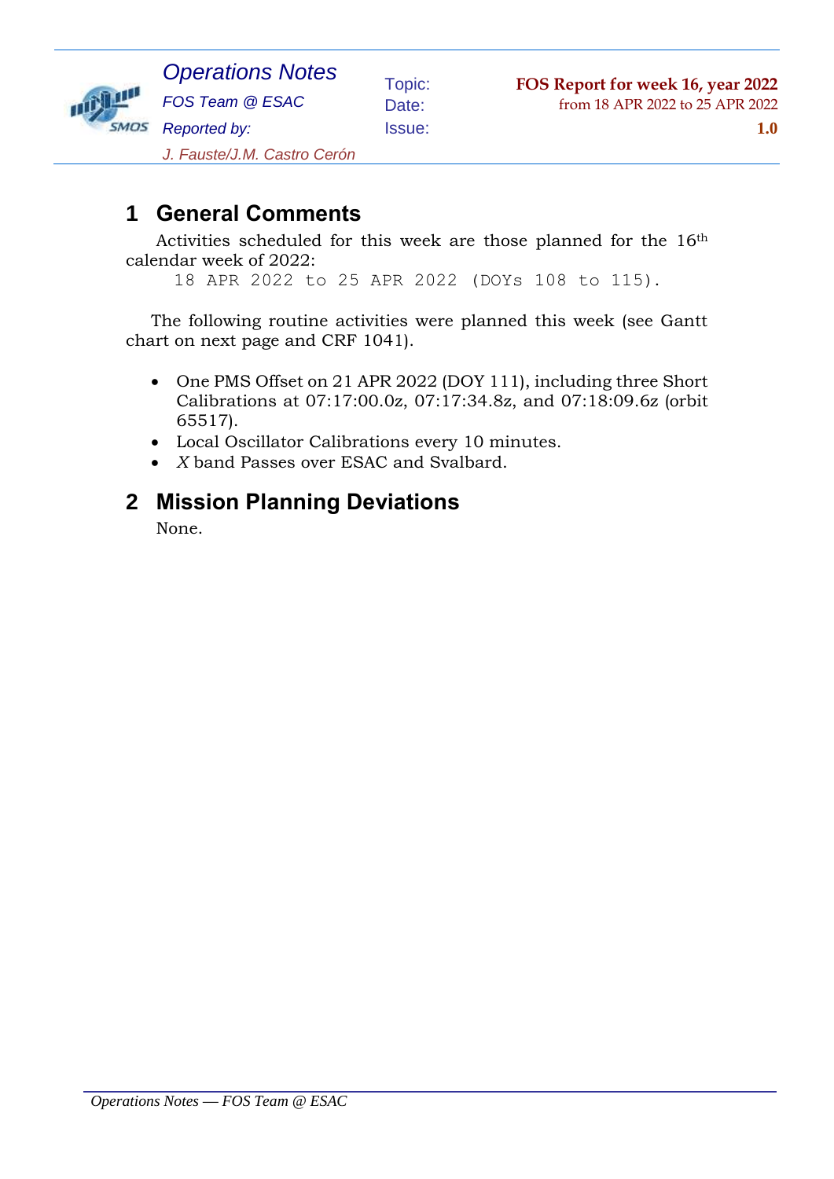| *Operations Notes* | Topic: | **FOS Report for week 16, year 2022** |
|---|---|---|
| *FOS Team @ ESAC* | Date: | from 18 APR 2022 to 25 APR 2022 |
| *Reported by:* | Issue: | **1.0** |
| *J. Fauste/J.M. Castro Cerón* | | |

# 1 General Comments

Activities scheduled for this week are those planned for the 16th calendar week of 2022:

```
18 APR 2022 to 25 APR 2022 (DOYs 108 to 115).
```

The following routine activities were planned this week (see Gantt chart on next page and CRF 1041).

- One PMS Offset on 21 APR 2022 (DOY 111), including three Short Calibrations at 07:17:00.0z, 07:17:34.8z, and 07:18:09.6z (orbit 65517).
- Local Oscillator Calibrations every 10 minutes.
- *X* band Passes over ESAC and Svalbard.

# 2 Mission Planning Deviations

None.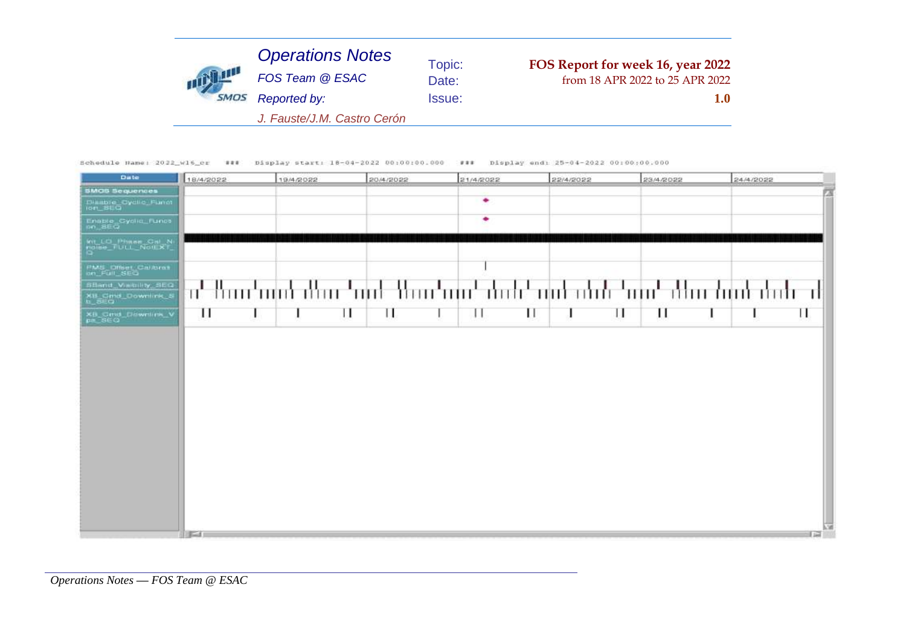Schedule Name: 2022_w16_cr ### Display start: 18-04-2022 00:00:00.000 ### Display end: 25-04-2022 00:00:00.000

| Date | 18/4/2022 | 19/4/2022 | 20/4/2022 | 21/4/2022 | 22/4/2022 | 23/4/2022 | 24/4/2022 |
|---|---|---|---|---|---|---|---|
| SMOS Sequences | | | | | | | |
| Disable_Cyclic_Function_SEQ | | | | | | | |
| Enable_Cyclic_Function_SEQ | | | | | | | |
| Int_LO_Phase_Cal_N-noise_FULL_NoEXT_Q | | | | | | | |
| PMS_Offset_Calibration_Full_SEQ | | | | | | | |
| SBand_Visibility_SEQ | | | | | | | |
| XB_Cmd_Downlink_Sb_SEQ | | | | | | | |
| XB_Cmd_Downlink_Vps_SEQ | | | | | | | |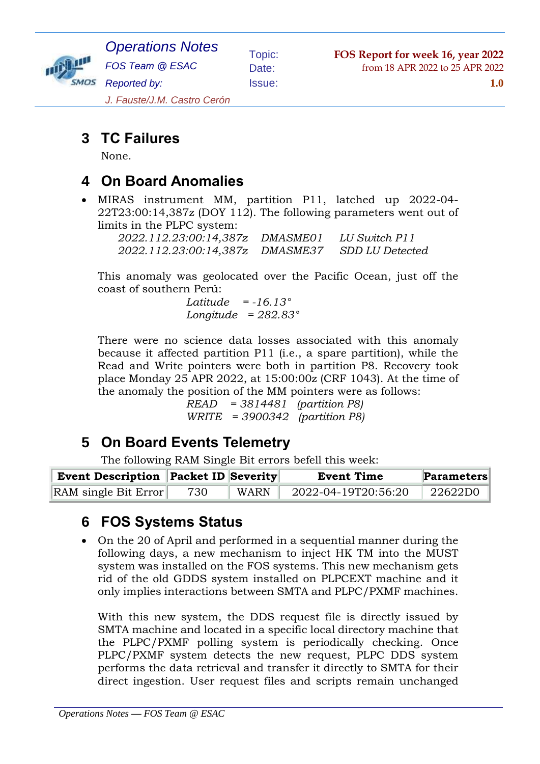## 3 TC Failures

None.

## 4 On Board Anomalies

- MIRAS instrument MM, partition P11, latched up 2022-04-22T23:00:14,387z (DOY 112). The following parameters went out of limits in the PLPC system:

  *2022.112.23:00:14,387z DMASME01 LU Switch P11*
  *2022.112.23:00:14,387z DMASME37 SDD LU Detected*

  This anomaly was geolocated over the Pacific Ocean, just off the coast of southern Perú:

  *Latitude = -16.13°*
  *Longitude = 282.83°*

  There were no science data losses associated with this anomaly because it affected partition P11 (i.e., a spare partition), while the Read and Write pointers were both in partition P8. Recovery took place Monday 25 APR 2022, at 15:00:00z (CRF 1043). At the time of the anomaly the position of the MM pointers were as follows:

  *READ = 3814481 (partition P8)*
  *WRITE = 3900342 (partition P8)*

## 5 On Board Events Telemetry

The following RAM Single Bit errors befell this week:

| Event Description | Packet ID | Severity | Event Time | Parameters |
|---|---|---|---|---|
| RAM single Bit Error | 730 | WARN | 2022-04-19T20:56:20 | 22622D0 |

## 6 FOS Systems Status

- On the 20 of April and performed in a sequential manner during the following days, a new mechanism to inject HK TM into the MUST system was installed on the FOS systems. This new mechanism gets rid of the old GDDS system installed on PLPCEXT machine and it only implies interactions between SMTA and PLPC/PXMF machines.

  With this new system, the DDS request file is directly issued by SMTA machine and located in a specific local directory machine that the PLPC/PXMF polling system is periodically checking. Once PLPC/PXMF system detects the new request, PLPC DDS system performs the data retrieval and transfer it directly to SMTA for their direct ingestion. User request files and scripts remain unchanged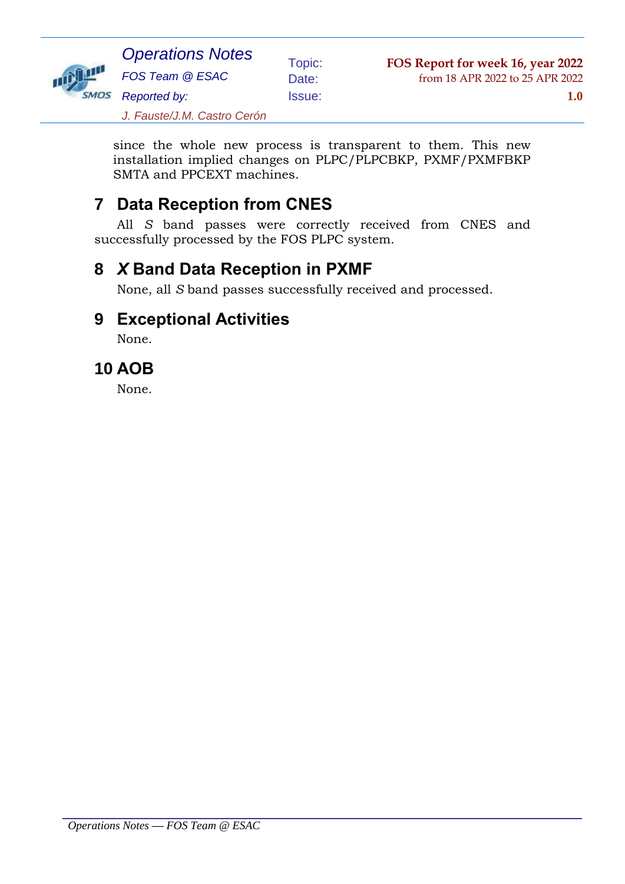since the whole new process is transparent to them. This new installation implied changes on PLPC/PLPCBKP, PXMF/PXMFBKP SMTA and PPCEXT machines.

## 7 Data Reception from CNES

All *S* band passes were correctly received from CNES and successfully processed by the FOS PLPC system.

## 8 *X* Band Data Reception in PXMF

None, all *S* band passes successfully received and processed.

## 9 Exceptional Activities

None.

## 10 AOB

None.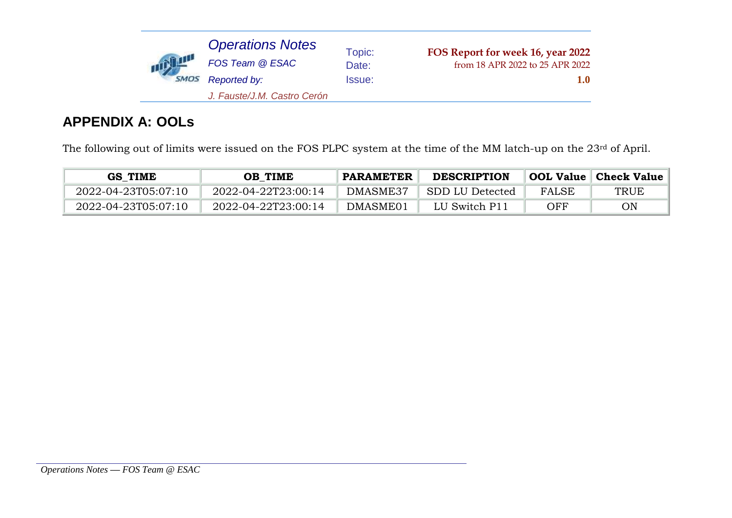## APPENDIX A: OOLs

The following out of limits were issued on the FOS PLPC system at the time of the MM latch-up on the 23rd of April.

| GS_TIME | OB_TIME | PARAMETER | DESCRIPTION | OOL Value | Check Value |
|---|---|---|---|---|---|
| 2022-04-23T05:07:10 | 2022-04-22T23:00:14 | DMASME37 | SDD LU Detected | FALSE | TRUE |
| 2022-04-23T05:07:10 | 2022-04-22T23:00:14 | DMASME01 | LU Switch P11 | OFF | ON |